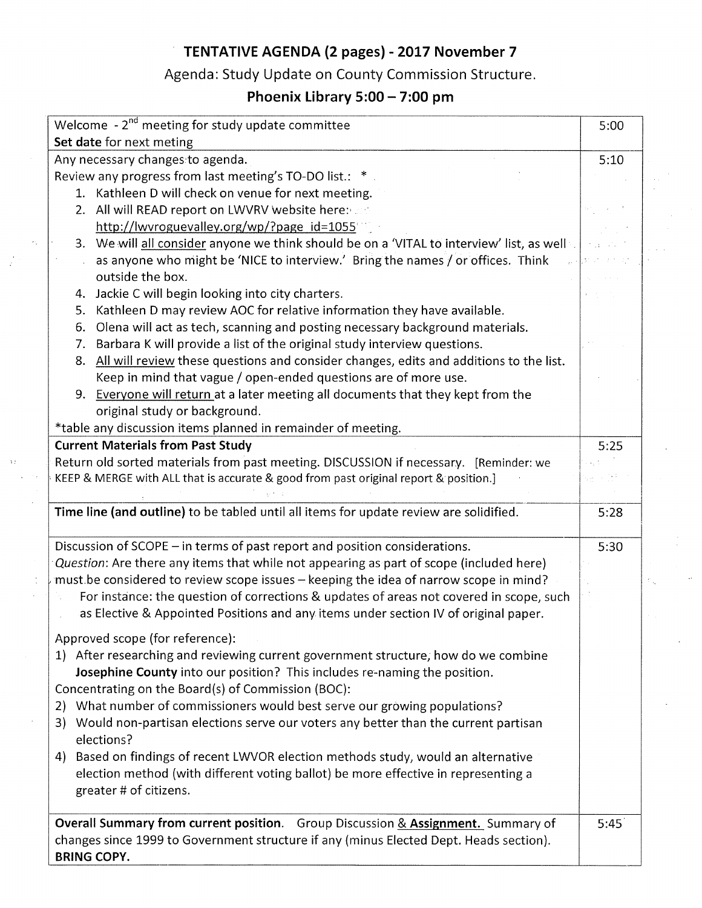# TENTATIVE AGENDA (2 pages) - 2017 November 7

## Agenda: Study Update on County Commission Structure.

## Phoenix Library 5:00 – 7:00 pm

| | |
|---|---|
| Welcome - 2nd meeting for study update committee<br>**Set date** for next meting | 5:00 |
| Any necessary changes to agenda.<br>Review any progress from last meeting's TO-DO list.: *<br>1. Kathleen D will check on venue for next meeting.<br>2. All will READ report on LWVRV website here: http://lwvroguevalley.org/wp/?page_id=1055<br>3. We will all consider anyone we think should be on a 'VITAL to interview' list, as well as anyone who might be 'NICE to interview.' Bring the names / or offices. Think outside the box.<br>4. Jackie C will begin looking into city charters.<br>5. Kathleen D may review AOC for relative information they have available.<br>6. Olena will act as tech, scanning and posting necessary background materials.<br>7. Barbara K will provide a list of the original study interview questions.<br>8. All will review these questions and consider changes, edits and additions to the list. Keep in mind that vague / open-ended questions are of more use.<br>9. Everyone will return at a later meeting all documents that they kept from the original study or background.<br>*table any discussion items planned in remainder of meeting. | 5:10 |
| **Current Materials from Past Study**<br>Return old sorted materials from past meeting. DISCUSSION if necessary. [Reminder: we KEEP & MERGE with ALL that is accurate & good from past original report & position.] | 5:25 |
| **Time line (and outline)** to be tabled until all items for update review are solidified. | 5:28 |
| Discussion of SCOPE – in terms of past report and position considerations.<br>*Question*: Are there any items that while not appearing as part of scope (included here) must be considered to review scope issues – keeping the idea of narrow scope in mind?<br>For instance: the question of corrections & updates of areas not covered in scope, such as Elective & Appointed Positions and any items under section IV of original paper.<br><br>Approved scope (for reference):<br>1) After researching and reviewing current government structure, how do we combine **Josephine County** into our position? This includes re-naming the position.<br>Concentrating on the Board(s) of Commission (BOC):<br>2) What number of commissioners would best serve our growing populations?<br>3) Would non-partisan elections serve our voters any better than the current partisan elections?<br>4) Based on findings of recent LWVOR election methods study, would an alternative election method (with different voting ballot) be more effective in representing a greater # of citizens. | 5:30 |
| **Overall Summary from current position.** Group Discussion & **Assignment.** Summary of changes since 1999 to Government structure if any (minus Elected Dept. Heads section).<br>**BRING COPY.** | 5:45 |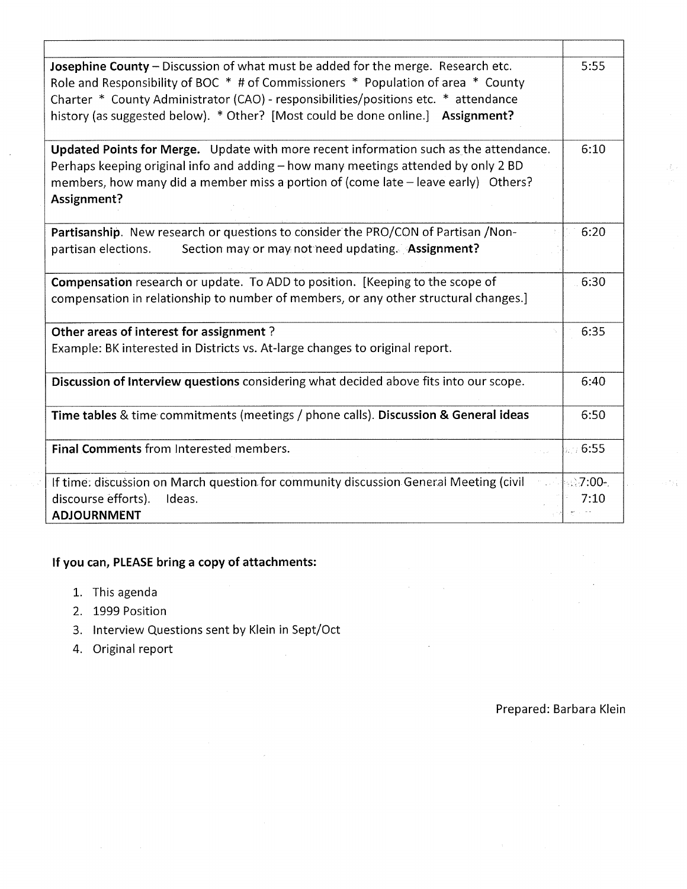| | |
|---|---|
| **Josephine County** – Discussion of what must be added for the merge. Research etc. Role and Responsibility of BOC * # of Commissioners * Population of area * County Charter * County Administrator (CAO) - responsibilities/positions etc. * attendance history (as suggested below). * Other? [Most could be done online.] **Assignment?** | 5:55 |
| **Updated Points for Merge.** Update with more recent information such as the attendance. Perhaps keeping original info and adding – how many meetings attended by only 2 BD members, how many did a member miss a portion of (come late – leave early) Others? **Assignment?** | 6:10 |
| **Partisanship.** New research or questions to consider the PRO/CON of Partisan /Non-partisan elections. Section may or may not need updating. **Assignment?** | 6:20 |
| **Compensation** research or update. To ADD to position. [Keeping to the scope of compensation in relationship to number of members, or any other structural changes.] | 6:30 |
| **Other areas of interest for assignment** ?<br>Example: BK interested in Districts vs. At-large changes to original report. | 6:35 |
| **Discussion of Interview questions** considering what decided above fits into our scope. | 6:40 |
| **Time tables** & time commitments (meetings / phone calls). **Discussion & General ideas** | 6:50 |
| **Final Comments** from Interested members. | 6:55 |
| If time: discussion on March question for community discussion General Meeting (civil discourse efforts). Ideas.<br>**ADJOURNMENT** | 7:00-<br>7:10 |

**If you can, PLEASE bring a copy of attachments:**

1. This agenda
2. 1999 Position
3. Interview Questions sent by Klein in Sept/Oct
4. Original report

Prepared: Barbara Klein